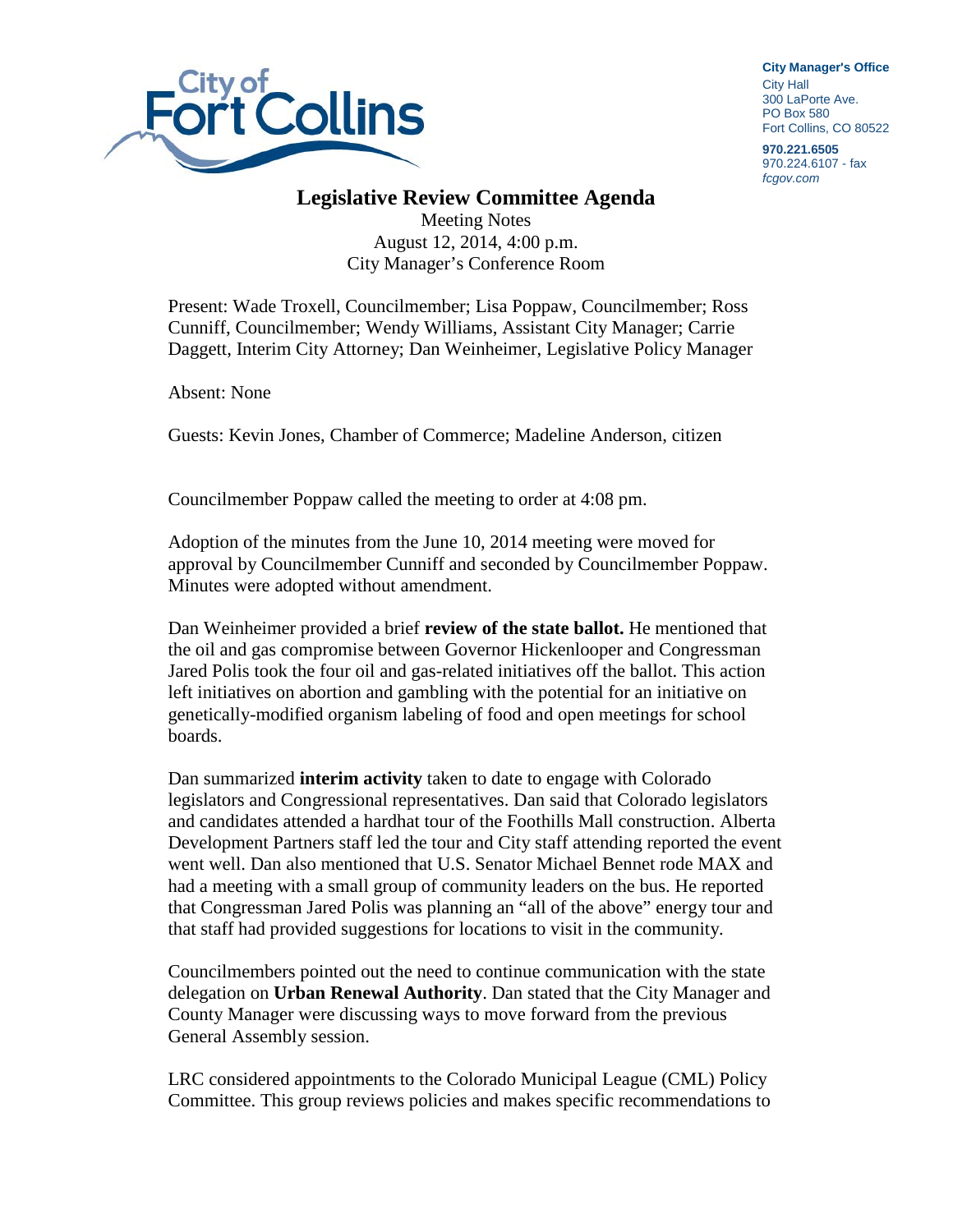City of Fort Collins

**City Manager's Office**
City Hall
300 LaPorte Ave.
PO Box 580
Fort Collins, CO 80522

**970.221.6505**
970.224.6107 - fax
*fcgov.com*

# Legislative Review Committee Agenda

Meeting Notes
August 12, 2014, 4:00 p.m.
City Manager's Conference Room

Present: Wade Troxell, Councilmember; Lisa Poppaw, Councilmember; Ross Cunniff, Councilmember; Wendy Williams, Assistant City Manager; Carrie Daggett, Interim City Attorney; Dan Weinheimer, Legislative Policy Manager

Absent: None

Guests: Kevin Jones, Chamber of Commerce; Madeline Anderson, citizen

Councilmember Poppaw called the meeting to order at 4:08 pm.

Adoption of the minutes from the June 10, 2014 meeting were moved for approval by Councilmember Cunniff and seconded by Councilmember Poppaw. Minutes were adopted without amendment.

Dan Weinheimer provided a brief **review of the state ballot.** He mentioned that the oil and gas compromise between Governor Hickenlooper and Congressman Jared Polis took the four oil and gas-related initiatives off the ballot. This action left initiatives on abortion and gambling with the potential for an initiative on genetically-modified organism labeling of food and open meetings for school boards.

Dan summarized **interim activity** taken to date to engage with Colorado legislators and Congressional representatives. Dan said that Colorado legislators and candidates attended a hardhat tour of the Foothills Mall construction. Alberta Development Partners staff led the tour and City staff attending reported the event went well. Dan also mentioned that U.S. Senator Michael Bennet rode MAX and had a meeting with a small group of community leaders on the bus. He reported that Congressman Jared Polis was planning an "all of the above" energy tour and that staff had provided suggestions for locations to visit in the community.

Councilmembers pointed out the need to continue communication with the state delegation on **Urban Renewal Authority**. Dan stated that the City Manager and County Manager were discussing ways to move forward from the previous General Assembly session.

LRC considered appointments to the Colorado Municipal League (CML) Policy Committee. This group reviews policies and makes specific recommendations to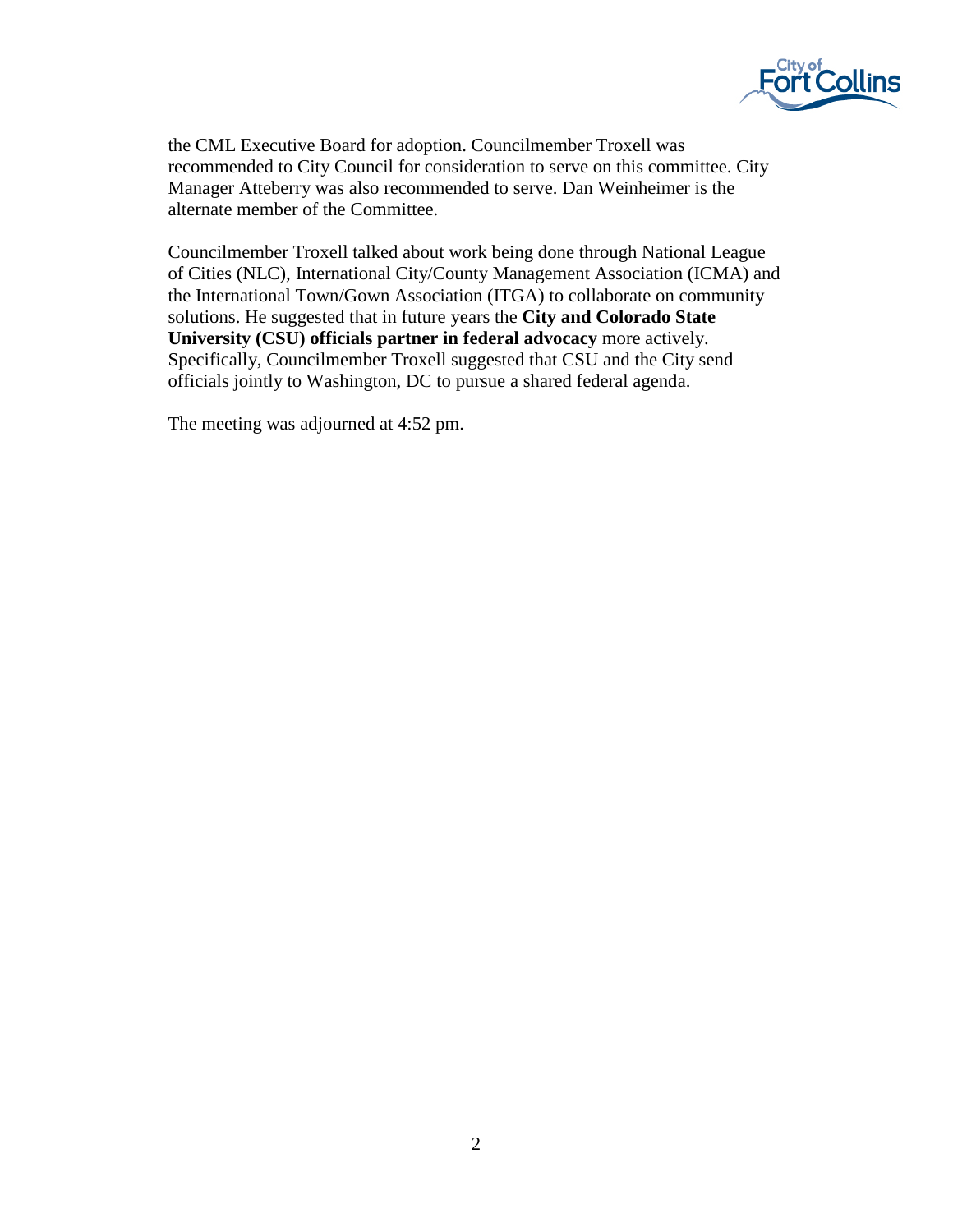the CML Executive Board for adoption. Councilmember Troxell was recommended to City Council for consideration to serve on this committee. City Manager Atteberry was also recommended to serve. Dan Weinheimer is the alternate member of the Committee.

Councilmember Troxell talked about work being done through National League of Cities (NLC), International City/County Management Association (ICMA) and the International Town/Gown Association (ITGA) to collaborate on community solutions. He suggested that in future years the **City and Colorado State University (CSU) officials partner in federal advocacy** more actively. Specifically, Councilmember Troxell suggested that CSU and the City send officials jointly to Washington, DC to pursue a shared federal agenda.

The meeting was adjourned at 4:52 pm.